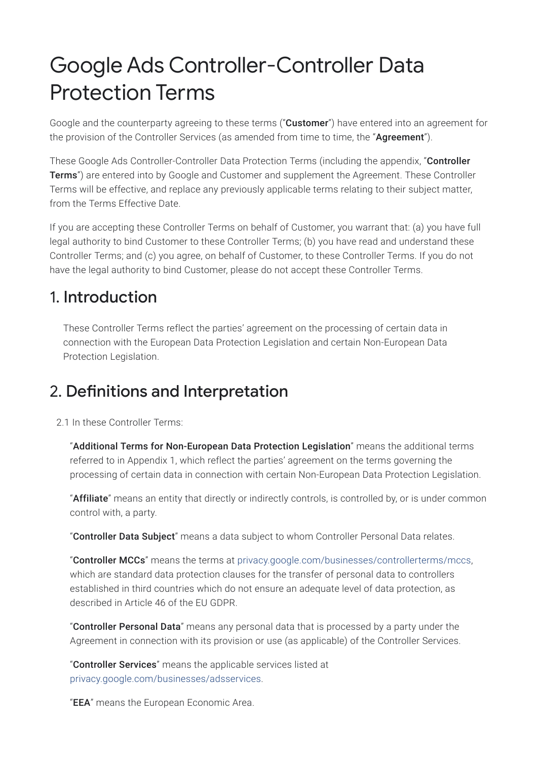# Google Ads Controller-Controller Data Protection Terms

Google and the counterparty agreeing to these terms ("**Customer**") have entered into an agreement for the provision of the Controller Services (as amended from time to time, the "**Agreement**").

These Google Ads Controller-Controller Data Protection Terms (including the appendix, "**Controller Terms**") are entered into by Google and Customer and supplement the Agreement. These Controller Terms will be effective, and replace any previously applicable terms relating to their subject matter, from the Terms Effective Date.

If you are accepting these Controller Terms on behalf of Customer, you warrant that: (a) you have full legal authority to bind Customer to these Controller Terms; (b) you have read and understand these Controller Terms; and (c) you agree, on behalf of Customer, to these Controller Terms. If you do not have the legal authority to bind Customer, please do not accept these Controller Terms.

## 1. Introduction

These Controller Terms reflect the parties' agreement on the processing of certain data in connection with the European Data Protection Legislation and certain Non-European Data Protection Legislation.

## 2. Definitions and Interpretation

2.1 In these Controller Terms:

"**Additional Terms for Non-European Data Protection Legislation**" means the additional terms referred to in Appendix 1, which reflect the parties' agreement on the terms governing the processing of certain data in connection with certain Non-European Data Protection Legislation.

"**Affiliate**" means an entity that directly or indirectly controls, is controlled by, or is under common control with, a party.

"**Controller Data Subject**" means a data subject to whom Controller Personal Data relates.

"**Controller MCCs**" means the terms at privacy.google.com/businesses/controllerterms/mccs, which are standard data protection clauses for the transfer of personal data to controllers established in third countries which do not ensure an adequate level of data protection, as described in Article 46 of the EU GDPR.

"**Controller Personal Data**" means any personal data that is processed by a party under the Agreement in connection with its provision or use (as applicable) of the Controller Services.

"**Controller Services**" means the applicable services listed at privacy.google.com/businesses/adsservices.

"**EEA**" means the European Economic Area.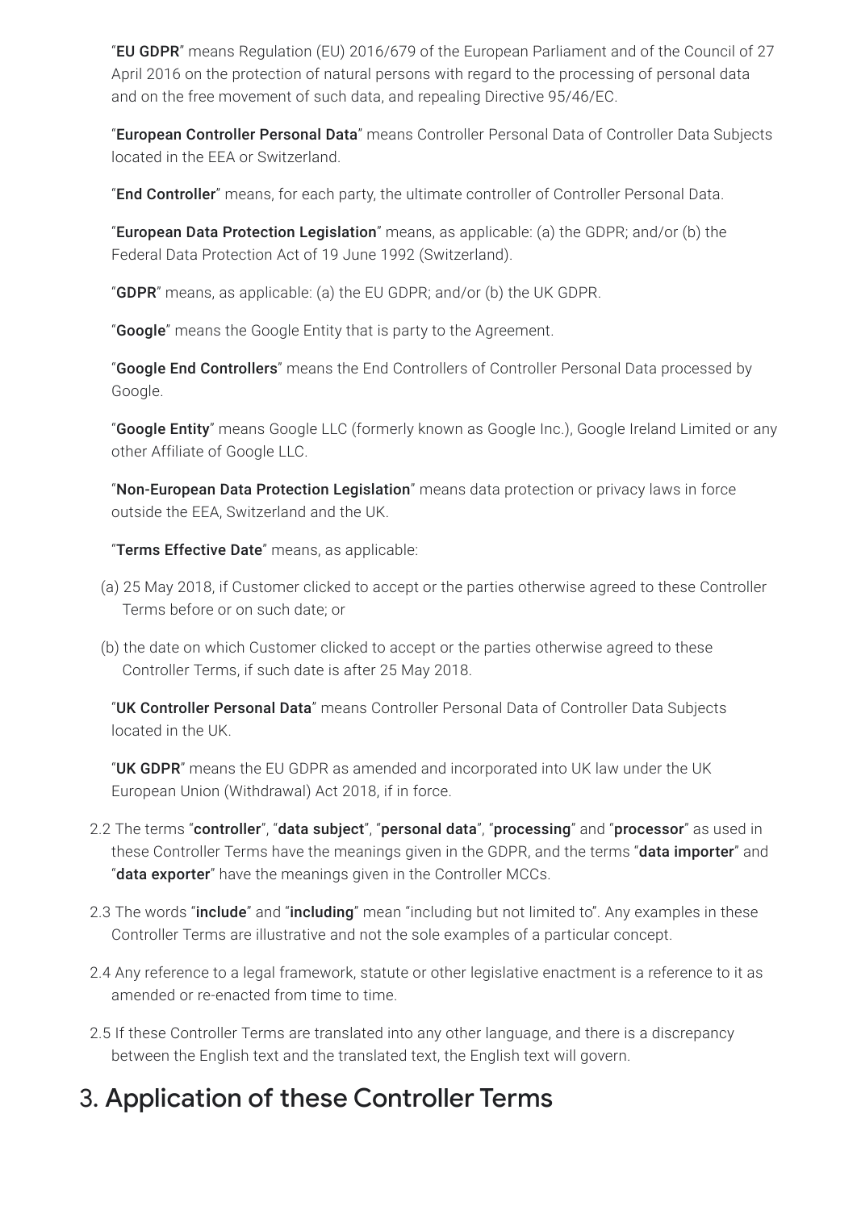"**EU GDPR**" means Regulation (EU) 2016/679 of the European Parliament and of the Council of 27 April 2016 on the protection of natural persons with regard to the processing of personal data and on the free movement of such data, and repealing Directive 95/46/EC.

"**European Controller Personal Data**" means Controller Personal Data of Controller Data Subjects located in the EEA or Switzerland.

"**End Controller**" means, for each party, the ultimate controller of Controller Personal Data.

"**European Data Protection Legislation**" means, as applicable: (a) the GDPR; and/or (b) the Federal Data Protection Act of 19 June 1992 (Switzerland).

"**GDPR**" means, as applicable: (a) the EU GDPR; and/or (b) the UK GDPR.

"**Google**" means the Google Entity that is party to the Agreement.

"**Google End Controllers**" means the End Controllers of Controller Personal Data processed by Google.

"**Google Entity**" means Google LLC (formerly known as Google Inc.), Google Ireland Limited or any other Affiliate of Google LLC.

"**Non-European Data Protection Legislation**" means data protection or privacy laws in force outside the EEA, Switzerland and the UK.

"**Terms Effective Date**" means, as applicable:

(a) 25 May 2018, if Customer clicked to accept or the parties otherwise agreed to these Controller Terms before or on such date; or

(b) the date on which Customer clicked to accept or the parties otherwise agreed to these Controller Terms, if such date is after 25 May 2018.

"**UK Controller Personal Data**" means Controller Personal Data of Controller Data Subjects located in the UK.

"**UK GDPR**" means the EU GDPR as amended and incorporated into UK law under the UK European Union (Withdrawal) Act 2018, if in force.

2.2 The terms "**controller**", "**data subject**", "**personal data**", "**processing**" and "**processor**" as used in these Controller Terms have the meanings given in the GDPR, and the terms "**data importer**" and "**data exporter**" have the meanings given in the Controller MCCs.

2.3 The words "**include**" and "**including**" mean "including but not limited to". Any examples in these Controller Terms are illustrative and not the sole examples of a particular concept.

2.4 Any reference to a legal framework, statute or other legislative enactment is a reference to it as amended or re-enacted from time to time.

2.5 If these Controller Terms are translated into any other language, and there is a discrepancy between the English text and the translated text, the English text will govern.

## 3. Application of these Controller Terms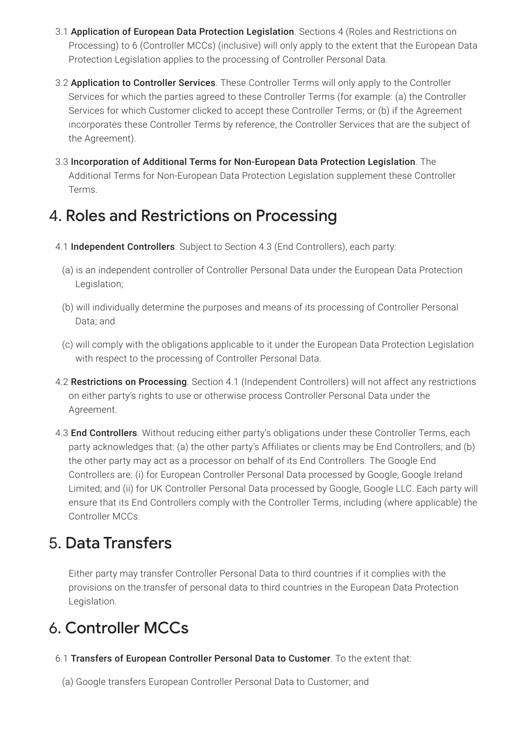3.1 **Application of European Data Protection Legislation**. Sections 4 (Roles and Restrictions on Processing) to 6 (Controller MCCs) (inclusive) will only apply to the extent that the European Data Protection Legislation applies to the processing of Controller Personal Data.

3.2 **Application to Controller Services**. These Controller Terms will only apply to the Controller Services for which the parties agreed to these Controller Terms (for example: (a) the Controller Services for which Customer clicked to accept these Controller Terms; or (b) if the Agreement incorporates these Controller Terms by reference, the Controller Services that are the subject of the Agreement).

3.3 **Incorporation of Additional Terms for Non-European Data Protection Legislation**. The Additional Terms for Non-European Data Protection Legislation supplement these Controller Terms.

# 4. Roles and Restrictions on Processing

4.1 **Independent Controllers**. Subject to Section 4.3 (End Controllers), each party:

(a) is an independent controller of Controller Personal Data under the European Data Protection Legislation;

(b) will individually determine the purposes and means of its processing of Controller Personal Data; and

(c) will comply with the obligations applicable to it under the European Data Protection Legislation with respect to the processing of Controller Personal Data.

4.2 **Restrictions on Processing**. Section 4.1 (Independent Controllers) will not affect any restrictions on either party's rights to use or otherwise process Controller Personal Data under the Agreement.

4.3 **End Controllers**. Without reducing either party's obligations under these Controller Terms, each party acknowledges that: (a) the other party's Affiliates or clients may be End Controllers; and (b) the other party may act as a processor on behalf of its End Controllers. The Google End Controllers are: (i) for European Controller Personal Data processed by Google, Google Ireland Limited; and (ii) for UK Controller Personal Data processed by Google, Google LLC. Each party will ensure that its End Controllers comply with the Controller Terms, including (where applicable) the Controller MCCs.

# 5. Data Transfers

Either party may transfer Controller Personal Data to third countries if it complies with the provisions on the transfer of personal data to third countries in the European Data Protection Legislation.

# 6. Controller MCCs

6.1 **Transfers of European Controller Personal Data to Customer**. To the extent that:

(a) Google transfers European Controller Personal Data to Customer; and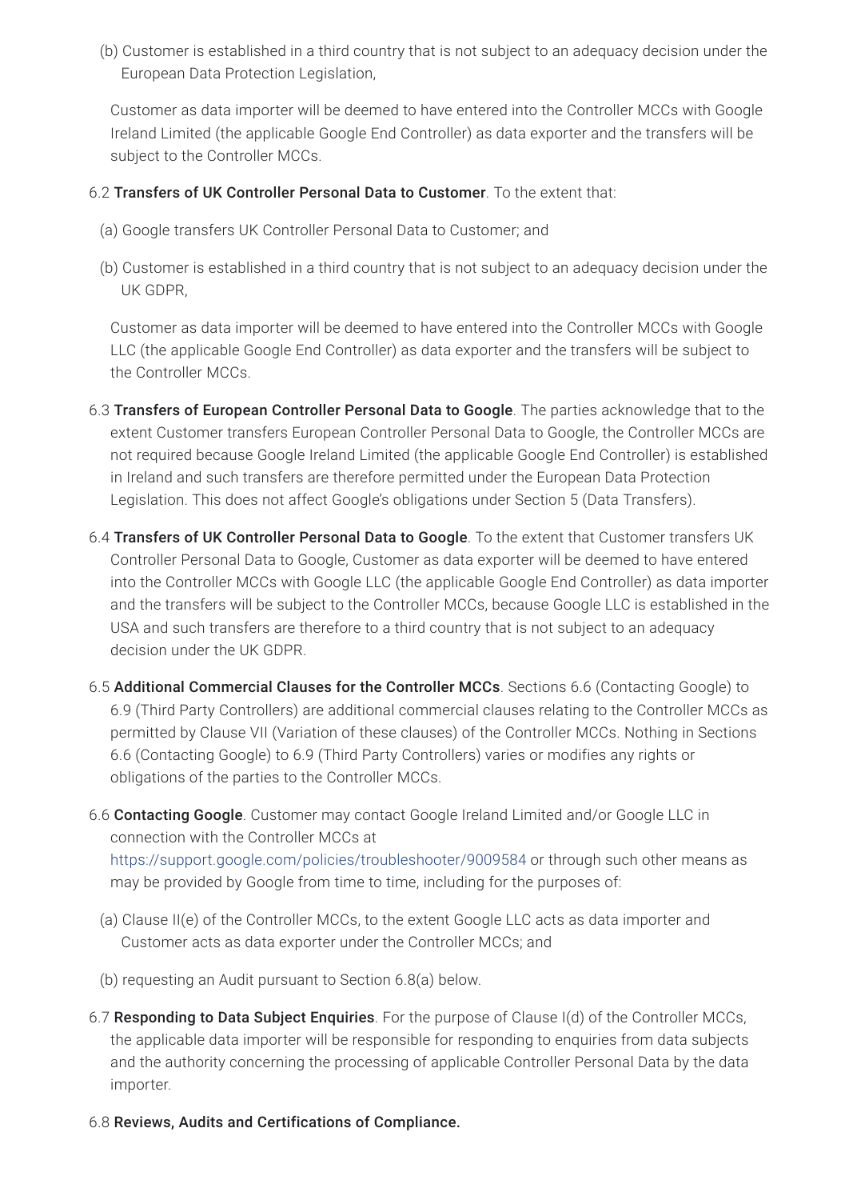(b) Customer is established in a third country that is not subject to an adequacy decision under the European Data Protection Legislation,

Customer as data importer will be deemed to have entered into the Controller MCCs with Google Ireland Limited (the applicable Google End Controller) as data exporter and the transfers will be subject to the Controller MCCs.

6.2 **Transfers of UK Controller Personal Data to Customer**. To the extent that:

(a) Google transfers UK Controller Personal Data to Customer; and

(b) Customer is established in a third country that is not subject to an adequacy decision under the UK GDPR,

Customer as data importer will be deemed to have entered into the Controller MCCs with Google LLC (the applicable Google End Controller) as data exporter and the transfers will be subject to the Controller MCCs.

6.3 **Transfers of European Controller Personal Data to Google**. The parties acknowledge that to the extent Customer transfers European Controller Personal Data to Google, the Controller MCCs are not required because Google Ireland Limited (the applicable Google End Controller) is established in Ireland and such transfers are therefore permitted under the European Data Protection Legislation. This does not affect Google's obligations under Section 5 (Data Transfers).

6.4 **Transfers of UK Controller Personal Data to Google**. To the extent that Customer transfers UK Controller Personal Data to Google, Customer as data exporter will be deemed to have entered into the Controller MCCs with Google LLC (the applicable Google End Controller) as data importer and the transfers will be subject to the Controller MCCs, because Google LLC is established in the USA and such transfers are therefore to a third country that is not subject to an adequacy decision under the UK GDPR.

6.5 **Additional Commercial Clauses for the Controller MCCs**. Sections 6.6 (Contacting Google) to 6.9 (Third Party Controllers) are additional commercial clauses relating to the Controller MCCs as permitted by Clause VII (Variation of these clauses) of the Controller MCCs. Nothing in Sections 6.6 (Contacting Google) to 6.9 (Third Party Controllers) varies or modifies any rights or obligations of the parties to the Controller MCCs.

6.6 **Contacting Google**. Customer may contact Google Ireland Limited and/or Google LLC in connection with the Controller MCCs at https://support.google.com/policies/troubleshooter/9009584 or through such other means as may be provided by Google from time to time, including for the purposes of:

(a) Clause II(e) of the Controller MCCs, to the extent Google LLC acts as data importer and Customer acts as data exporter under the Controller MCCs; and

(b) requesting an Audit pursuant to Section 6.8(a) below.

6.7 **Responding to Data Subject Enquiries**. For the purpose of Clause I(d) of the Controller MCCs, the applicable data importer will be responsible for responding to enquiries from data subjects and the authority concerning the processing of applicable Controller Personal Data by the data importer.

6.8 **Reviews, Audits and Certifications of Compliance.**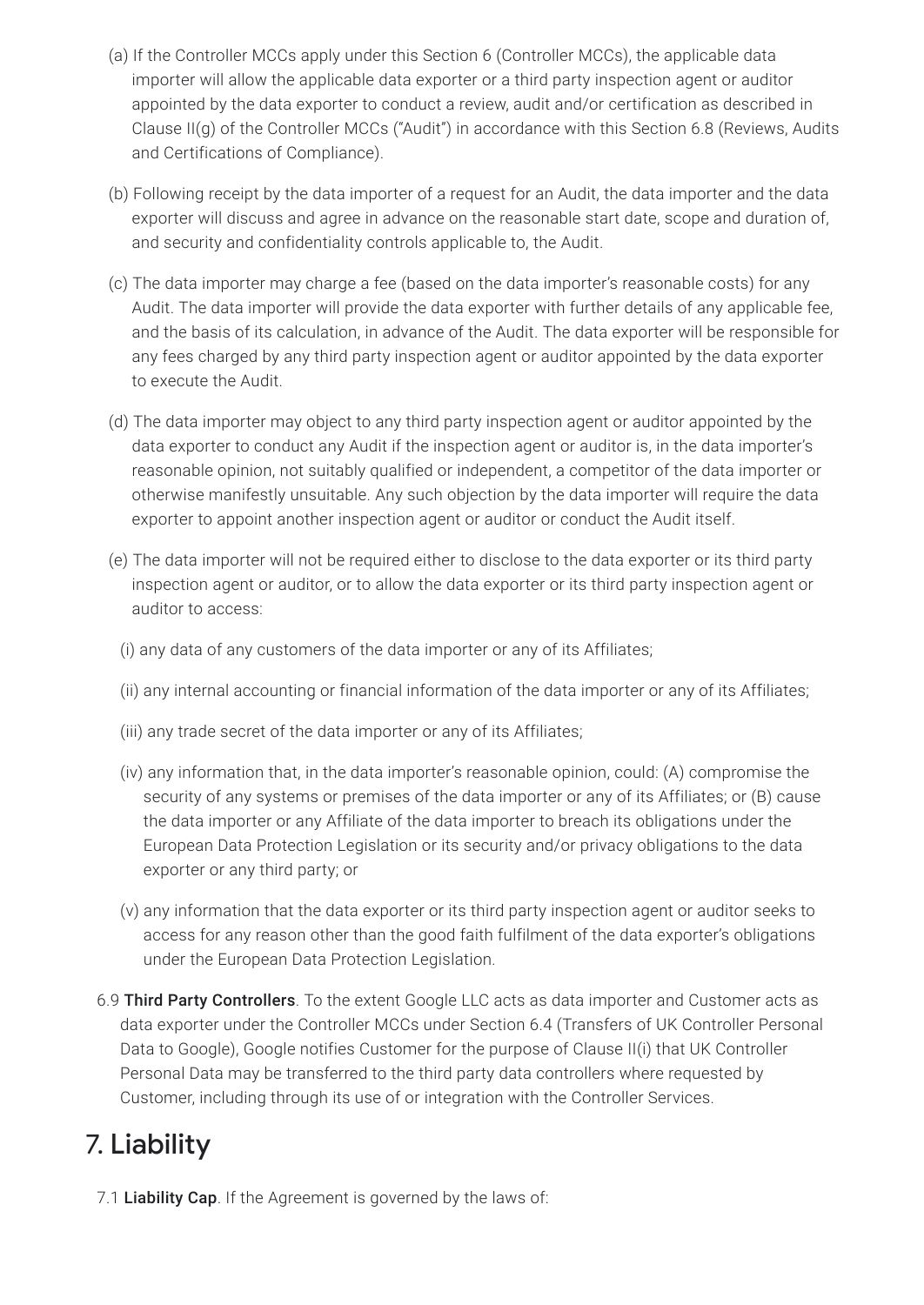(a) If the Controller MCCs apply under this Section 6 (Controller MCCs), the applicable data importer will allow the applicable data exporter or a third party inspection agent or auditor appointed by the data exporter to conduct a review, audit and/or certification as described in Clause II(g) of the Controller MCCs ("Audit") in accordance with this Section 6.8 (Reviews, Audits and Certifications of Compliance).

(b) Following receipt by the data importer of a request for an Audit, the data importer and the data exporter will discuss and agree in advance on the reasonable start date, scope and duration of, and security and confidentiality controls applicable to, the Audit.

(c) The data importer may charge a fee (based on the data importer's reasonable costs) for any Audit. The data importer will provide the data exporter with further details of any applicable fee, and the basis of its calculation, in advance of the Audit. The data exporter will be responsible for any fees charged by any third party inspection agent or auditor appointed by the data exporter to execute the Audit.

(d) The data importer may object to any third party inspection agent or auditor appointed by the data exporter to conduct any Audit if the inspection agent or auditor is, in the data importer's reasonable opinion, not suitably qualified or independent, a competitor of the data importer or otherwise manifestly unsuitable. Any such objection by the data importer will require the data exporter to appoint another inspection agent or auditor or conduct the Audit itself.

(e) The data importer will not be required either to disclose to the data exporter or its third party inspection agent or auditor, or to allow the data exporter or its third party inspection agent or auditor to access:

(i) any data of any customers of the data importer or any of its Affiliates;

(ii) any internal accounting or financial information of the data importer or any of its Affiliates;

(iii) any trade secret of the data importer or any of its Affiliates;

(iv) any information that, in the data importer's reasonable opinion, could: (A) compromise the security of any systems or premises of the data importer or any of its Affiliates; or (B) cause the data importer or any Affiliate of the data importer to breach its obligations under the European Data Protection Legislation or its security and/or privacy obligations to the data exporter or any third party; or

(v) any information that the data exporter or its third party inspection agent or auditor seeks to access for any reason other than the good faith fulfilment of the data exporter's obligations under the European Data Protection Legislation.

6.9 **Third Party Controllers**. To the extent Google LLC acts as data importer and Customer acts as data exporter under the Controller MCCs under Section 6.4 (Transfers of UK Controller Personal Data to Google), Google notifies Customer for the purpose of Clause II(i) that UK Controller Personal Data may be transferred to the third party data controllers where requested by Customer, including through its use of or integration with the Controller Services.

# 7. Liability

7.1 **Liability Cap**. If the Agreement is governed by the laws of: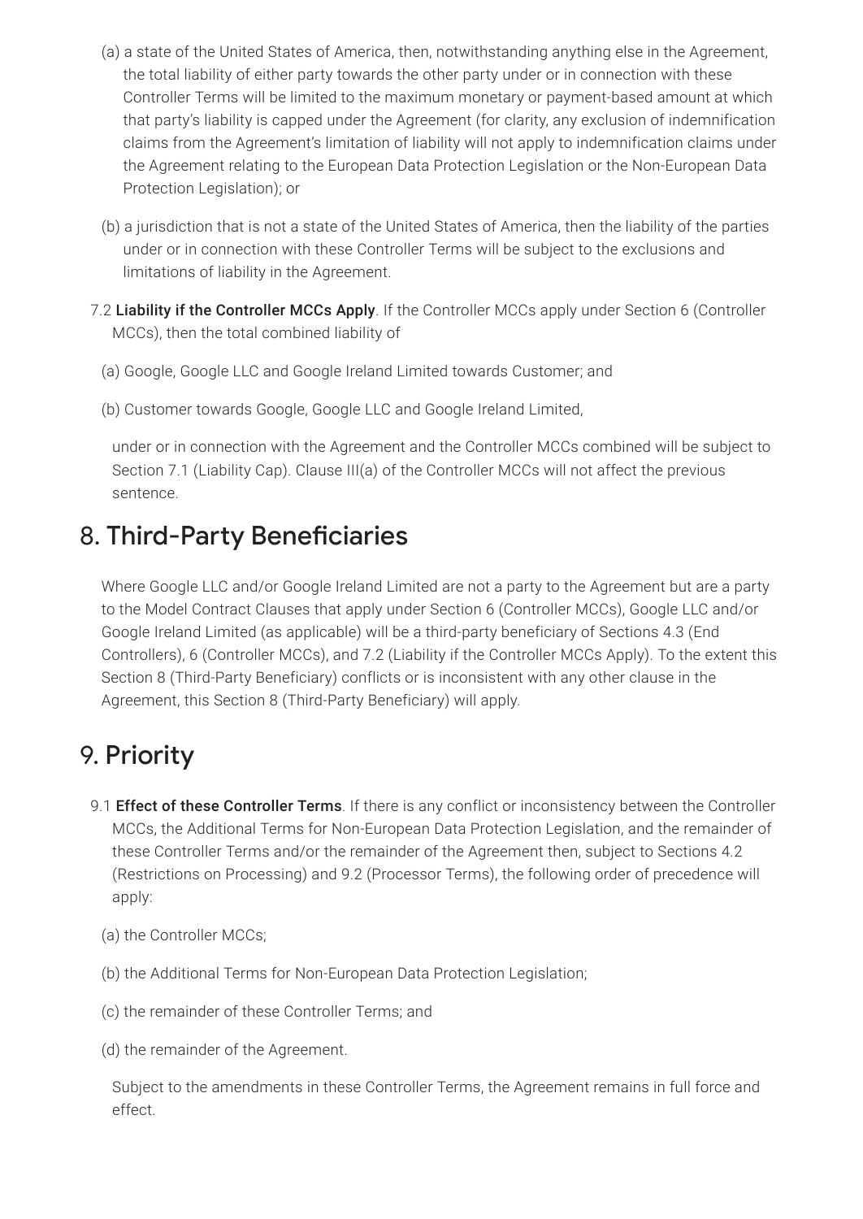(a) a state of the United States of America, then, notwithstanding anything else in the Agreement, the total liability of either party towards the other party under or in connection with these Controller Terms will be limited to the maximum monetary or payment-based amount at which that party's liability is capped under the Agreement (for clarity, any exclusion of indemnification claims from the Agreement's limitation of liability will not apply to indemnification claims under the Agreement relating to the European Data Protection Legislation or the Non-European Data Protection Legislation); or

(b) a jurisdiction that is not a state of the United States of America, then the liability of the parties under or in connection with these Controller Terms will be subject to the exclusions and limitations of liability in the Agreement.

7.2 **Liability if the Controller MCCs Apply**. If the Controller MCCs apply under Section 6 (Controller MCCs), then the total combined liability of

(a) Google, Google LLC and Google Ireland Limited towards Customer; and

(b) Customer towards Google, Google LLC and Google Ireland Limited,

under or in connection with the Agreement and the Controller MCCs combined will be subject to Section 7.1 (Liability Cap). Clause III(a) of the Controller MCCs will not affect the previous sentence.

## 8. Third-Party Beneficiaries

Where Google LLC and/or Google Ireland Limited are not a party to the Agreement but are a party to the Model Contract Clauses that apply under Section 6 (Controller MCCs), Google LLC and/or Google Ireland Limited (as applicable) will be a third-party beneficiary of Sections 4.3 (End Controllers), 6 (Controller MCCs), and 7.2 (Liability if the Controller MCCs Apply). To the extent this Section 8 (Third-Party Beneficiary) conflicts or is inconsistent with any other clause in the Agreement, this Section 8 (Third-Party Beneficiary) will apply.

## 9. Priority

9.1 **Effect of these Controller Terms**. If there is any conflict or inconsistency between the Controller MCCs, the Additional Terms for Non-European Data Protection Legislation, and the remainder of these Controller Terms and/or the remainder of the Agreement then, subject to Sections 4.2 (Restrictions on Processing) and 9.2 (Processor Terms), the following order of precedence will apply:

(a) the Controller MCCs;

(b) the Additional Terms for Non-European Data Protection Legislation;

(c) the remainder of these Controller Terms; and

(d) the remainder of the Agreement.

Subject to the amendments in these Controller Terms, the Agreement remains in full force and effect.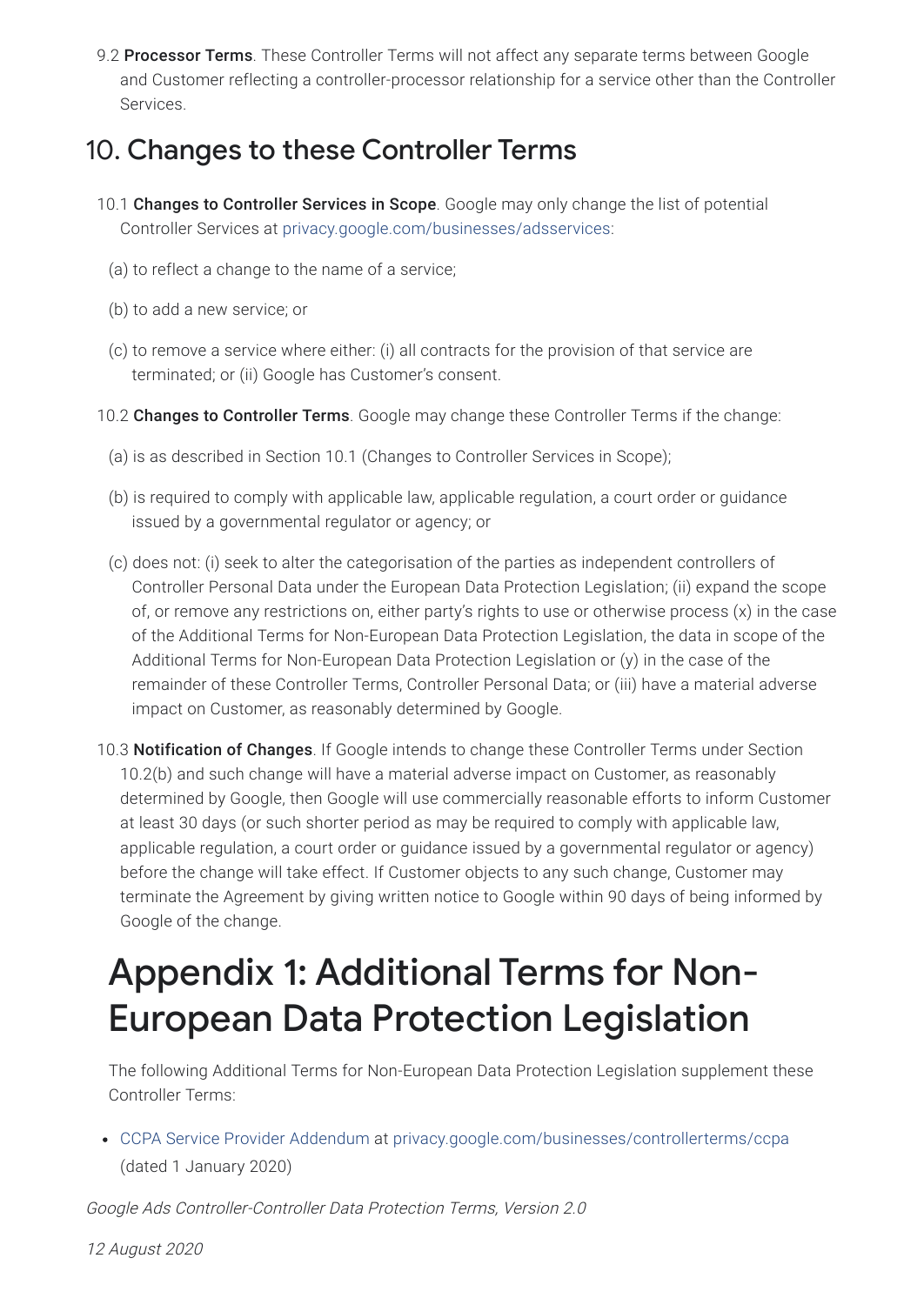9.2 **Processor Terms**. These Controller Terms will not affect any separate terms between Google and Customer reflecting a controller-processor relationship for a service other than the Controller Services.

## 10. Changes to these Controller Terms

10.1 **Changes to Controller Services in Scope**. Google may only change the list of potential Controller Services at privacy.google.com/businesses/adsservices:

(a) to reflect a change to the name of a service;

(b) to add a new service; or

(c) to remove a service where either: (i) all contracts for the provision of that service are terminated; or (ii) Google has Customer's consent.

10.2 **Changes to Controller Terms**. Google may change these Controller Terms if the change:

(a) is as described in Section 10.1 (Changes to Controller Services in Scope);

(b) is required to comply with applicable law, applicable regulation, a court order or guidance issued by a governmental regulator or agency; or

(c) does not: (i) seek to alter the categorisation of the parties as independent controllers of Controller Personal Data under the European Data Protection Legislation; (ii) expand the scope of, or remove any restrictions on, either party's rights to use or otherwise process (x) in the case of the Additional Terms for Non-European Data Protection Legislation, the data in scope of the Additional Terms for Non-European Data Protection Legislation or (y) in the case of the remainder of these Controller Terms, Controller Personal Data; or (iii) have a material adverse impact on Customer, as reasonably determined by Google.

10.3 **Notification of Changes**. If Google intends to change these Controller Terms under Section 10.2(b) and such change will have a material adverse impact on Customer, as reasonably determined by Google, then Google will use commercially reasonable efforts to inform Customer at least 30 days (or such shorter period as may be required to comply with applicable law, applicable regulation, a court order or guidance issued by a governmental regulator or agency) before the change will take effect. If Customer objects to any such change, Customer may terminate the Agreement by giving written notice to Google within 90 days of being informed by Google of the change.

# Appendix 1: Additional Terms for Non-European Data Protection Legislation

The following Additional Terms for Non-European Data Protection Legislation supplement these Controller Terms:

- CCPA Service Provider Addendum at privacy.google.com/businesses/controllerterms/ccpa (dated 1 January 2020)

*Google Ads Controller-Controller Data Protection Terms, Version 2.0*

*12 August 2020*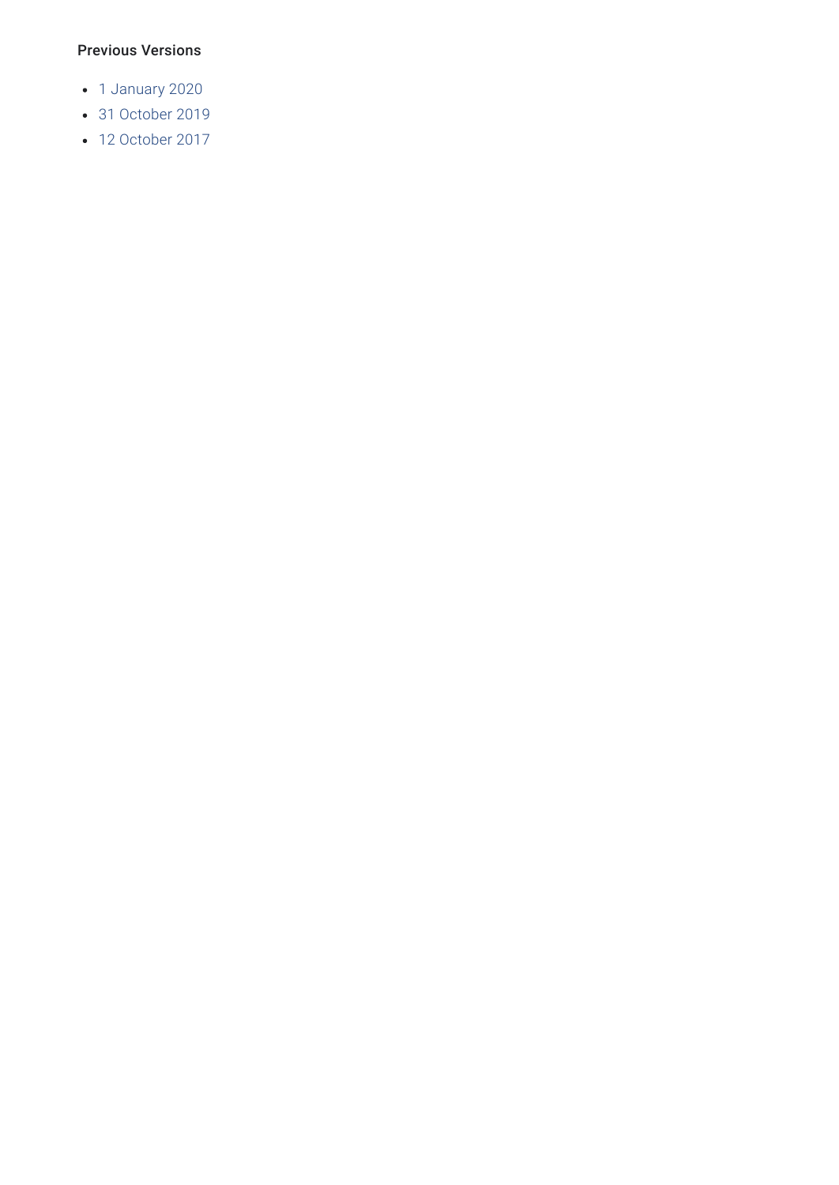#### Previous Versions

- 1 January 2020
- 31 October 2019
- 12 October 2017